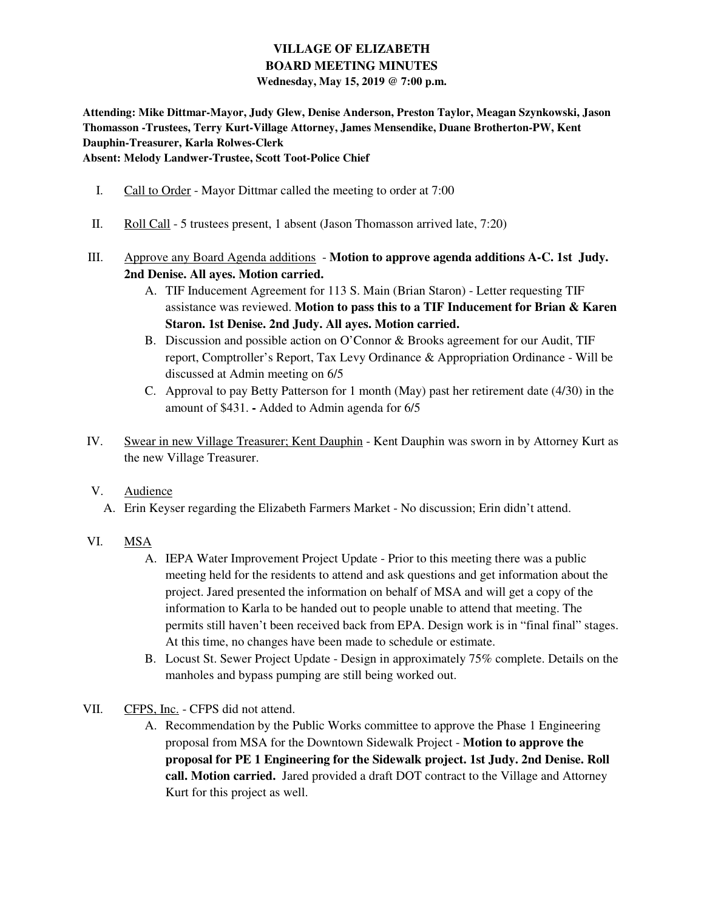# VILLAGE OF ELIZABETH
## BOARD MEETING MINUTES
### Wednesday, May 15, 2019 @ 7:00 p.m.

**Attending: Mike Dittmar-Mayor, Judy Glew, Denise Anderson, Preston Taylor, Meagan Szynkowski, Jason Thomasson -Trustees, Terry Kurt-Village Attorney, James Mensendike, Duane Brotherton-PW, Kent Dauphin-Treasurer, Karla Rolwes-Clerk**
**Absent: Melody Landwer-Trustee, Scott Toot-Police Chief**

I. Call to Order - Mayor Dittmar called the meeting to order at 7:00

II. Roll Call - 5 trustees present, 1 absent (Jason Thomasson arrived late, 7:20)

III. Approve any Board Agenda additions - **Motion to approve agenda additions A-C. 1st Judy. 2nd Denise. All ayes. Motion carried.**
   - A. TIF Inducement Agreement for 113 S. Main (Brian Staron) - Letter requesting TIF assistance was reviewed. **Motion to pass this to a TIF Inducement for Brian & Karen Staron. 1st Denise. 2nd Judy. All ayes. Motion carried.**
   - B. Discussion and possible action on O'Connor & Brooks agreement for our Audit, TIF report, Comptroller's Report, Tax Levy Ordinance & Appropriation Ordinance - Will be discussed at Admin meeting on 6/5
   - C. Approval to pay Betty Patterson for 1 month (May) past her retirement date (4/30) in the amount of $431. **-** Added to Admin agenda for 6/5

IV. Swear in new Village Treasurer; Kent Dauphin - Kent Dauphin was sworn in by Attorney Kurt as the new Village Treasurer.

V. Audience
   - A. Erin Keyser regarding the Elizabeth Farmers Market - No discussion; Erin didn't attend.

VI. MSA
   - A. IEPA Water Improvement Project Update - Prior to this meeting there was a public meeting held for the residents to attend and ask questions and get information about the project. Jared presented the information on behalf of MSA and will get a copy of the information to Karla to be handed out to people unable to attend that meeting. The permits still haven't been received back from EPA. Design work is in "final final" stages. At this time, no changes have been made to schedule or estimate.
   - B. Locust St. Sewer Project Update - Design in approximately 75% complete. Details on the manholes and bypass pumping are still being worked out.

VII. CFPS, Inc. - CFPS did not attend.
   - A. Recommendation by the Public Works committee to approve the Phase 1 Engineering proposal from MSA for the Downtown Sidewalk Project - **Motion to approve the proposal for PE 1 Engineering for the Sidewalk project. 1st Judy. 2nd Denise. Roll call. Motion carried.** Jared provided a draft DOT contract to the Village and Attorney Kurt for this project as well.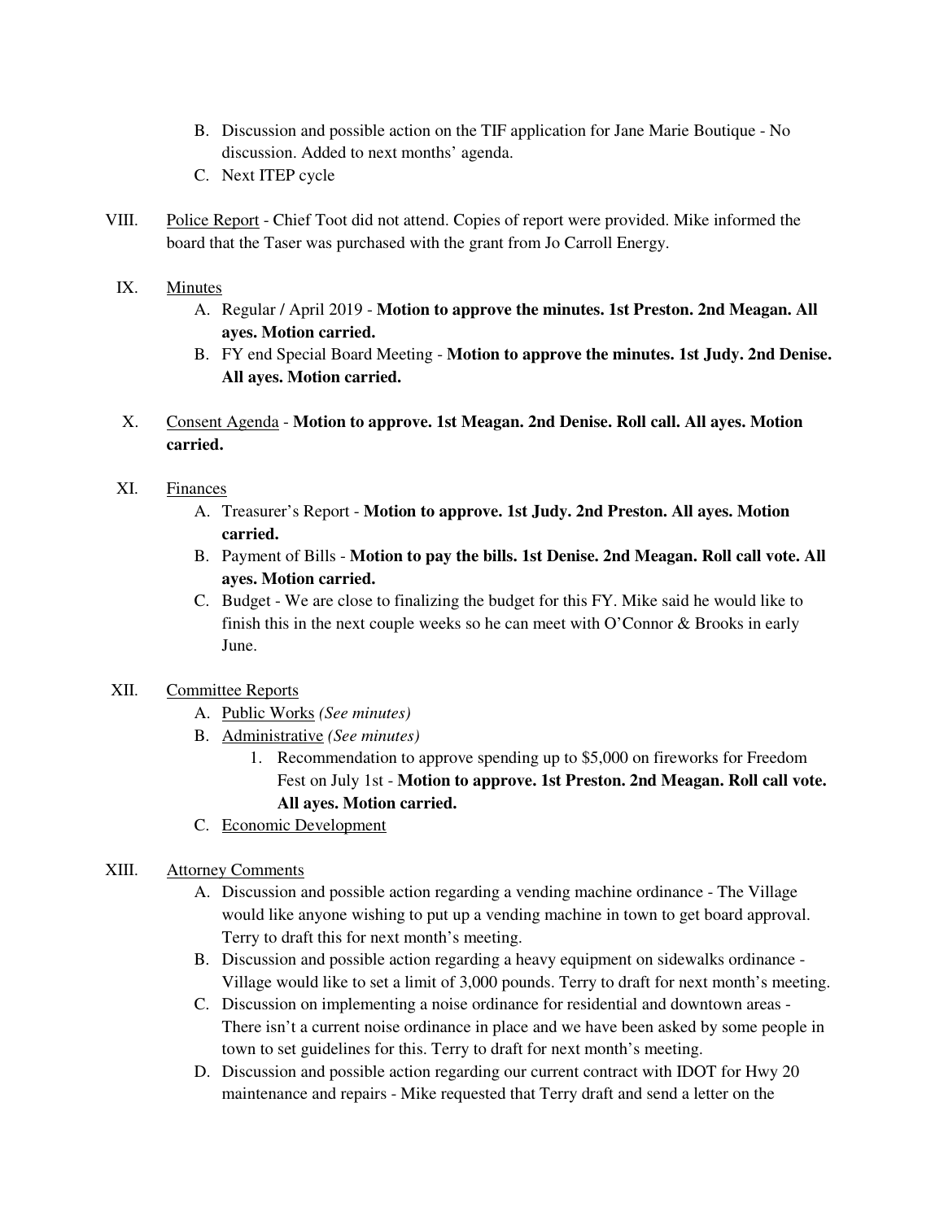B. Discussion and possible action on the TIF application for Jane Marie Boutique - No discussion. Added to next months' agenda.
   C. Next ITEP cycle

VIII. Police Report - Chief Toot did not attend. Copies of report were provided. Mike informed the board that the Taser was purchased with the grant from Jo Carroll Energy.

IX. Minutes
   A. Regular / April 2019 - **Motion to approve the minutes. 1st Preston. 2nd Meagan. All ayes. Motion carried.**
   B. FY end Special Board Meeting - **Motion to approve the minutes. 1st Judy. 2nd Denise. All ayes. Motion carried.**

X. Consent Agenda - **Motion to approve. 1st Meagan. 2nd Denise. Roll call. All ayes. Motion carried.**

XI. Finances
   A. Treasurer's Report - **Motion to approve. 1st Judy. 2nd Preston. All ayes. Motion carried.**
   B. Payment of Bills - **Motion to pay the bills. 1st Denise. 2nd Meagan. Roll call vote. All ayes. Motion carried.**
   C. Budget - We are close to finalizing the budget for this FY. Mike said he would like to finish this in the next couple weeks so he can meet with O'Connor & Brooks in early June.

XII. Committee Reports
   A. Public Works *(See minutes)*
   B. Administrative *(See minutes)*
      1. Recommendation to approve spending up to $5,000 on fireworks for Freedom Fest on July 1st - **Motion to approve. 1st Preston. 2nd Meagan. Roll call vote. All ayes. Motion carried.**
   C. Economic Development

XIII. Attorney Comments
   A. Discussion and possible action regarding a vending machine ordinance - The Village would like anyone wishing to put up a vending machine in town to get board approval. Terry to draft this for next month's meeting.
   B. Discussion and possible action regarding a heavy equipment on sidewalks ordinance - Village would like to set a limit of 3,000 pounds. Terry to draft for next month's meeting.
   C. Discussion on implementing a noise ordinance for residential and downtown areas - There isn't a current noise ordinance in place and we have been asked by some people in town to set guidelines for this. Terry to draft for next month's meeting.
   D. Discussion and possible action regarding our current contract with IDOT for Hwy 20 maintenance and repairs - Mike requested that Terry draft and send a letter on the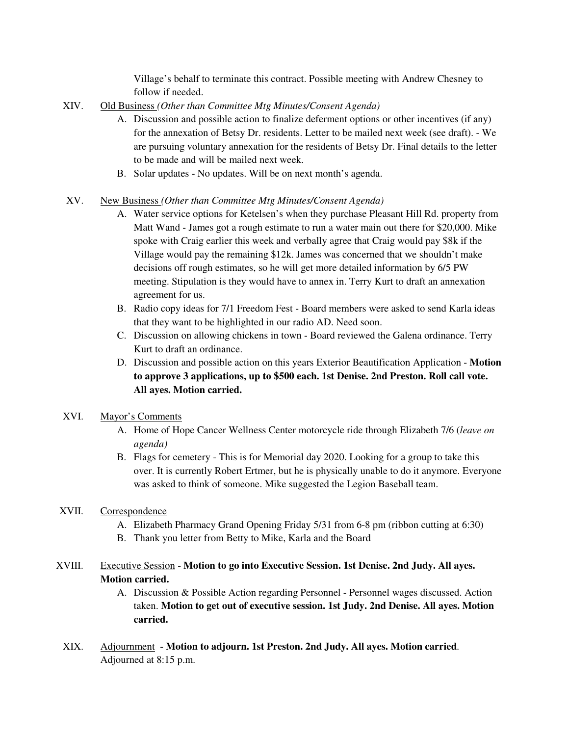Village's behalf to terminate this contract. Possible meeting with Andrew Chesney to follow if needed.

XIV. Old Business *(Other than Committee Mtg Minutes/Consent Agenda)*

A. Discussion and possible action to finalize deferment options or other incentives (if any) for the annexation of Betsy Dr. residents. Letter to be mailed next week (see draft). - We are pursuing voluntary annexation for the residents of Betsy Dr. Final details to the letter to be made and will be mailed next week.

B. Solar updates - No updates. Will be on next month's agenda.

XV. New Business *(Other than Committee Mtg Minutes/Consent Agenda)*

A. Water service options for Ketelsen's when they purchase Pleasant Hill Rd. property from Matt Wand - James got a rough estimate to run a water main out there for $20,000. Mike spoke with Craig earlier this week and verbally agree that Craig would pay $8k if the Village would pay the remaining $12k. James was concerned that we shouldn't make decisions off rough estimates, so he will get more detailed information by 6/5 PW meeting. Stipulation is they would have to annex in. Terry Kurt to draft an annexation agreement for us.

B. Radio copy ideas for 7/1 Freedom Fest - Board members were asked to send Karla ideas that they want to be highlighted in our radio AD. Need soon.

C. Discussion on allowing chickens in town - Board reviewed the Galena ordinance. Terry Kurt to draft an ordinance.

D. Discussion and possible action on this years Exterior Beautification Application - **Motion to approve 3 applications, up to $500 each. 1st Denise. 2nd Preston. Roll call vote. All ayes. Motion carried.**

XVI. Mayor's Comments

A. Home of Hope Cancer Wellness Center motorcycle ride through Elizabeth 7/6 (*leave on agenda)*

B. Flags for cemetery - This is for Memorial day 2020. Looking for a group to take this over. It is currently Robert Ertmer, but he is physically unable to do it anymore. Everyone was asked to think of someone. Mike suggested the Legion Baseball team.

XVII. Correspondence

A. Elizabeth Pharmacy Grand Opening Friday 5/31 from 6-8 pm (ribbon cutting at 6:30)

B. Thank you letter from Betty to Mike, Karla and the Board

XVIII. Executive Session - **Motion to go into Executive Session. 1st Denise. 2nd Judy. All ayes. Motion carried.**

A. Discussion & Possible Action regarding Personnel - Personnel wages discussed. Action taken. **Motion to get out of executive session. 1st Judy. 2nd Denise. All ayes. Motion carried.**

XIX. Adjournment - **Motion to adjourn. 1st Preston. 2nd Judy. All ayes. Motion carried**. Adjourned at 8:15 p.m.